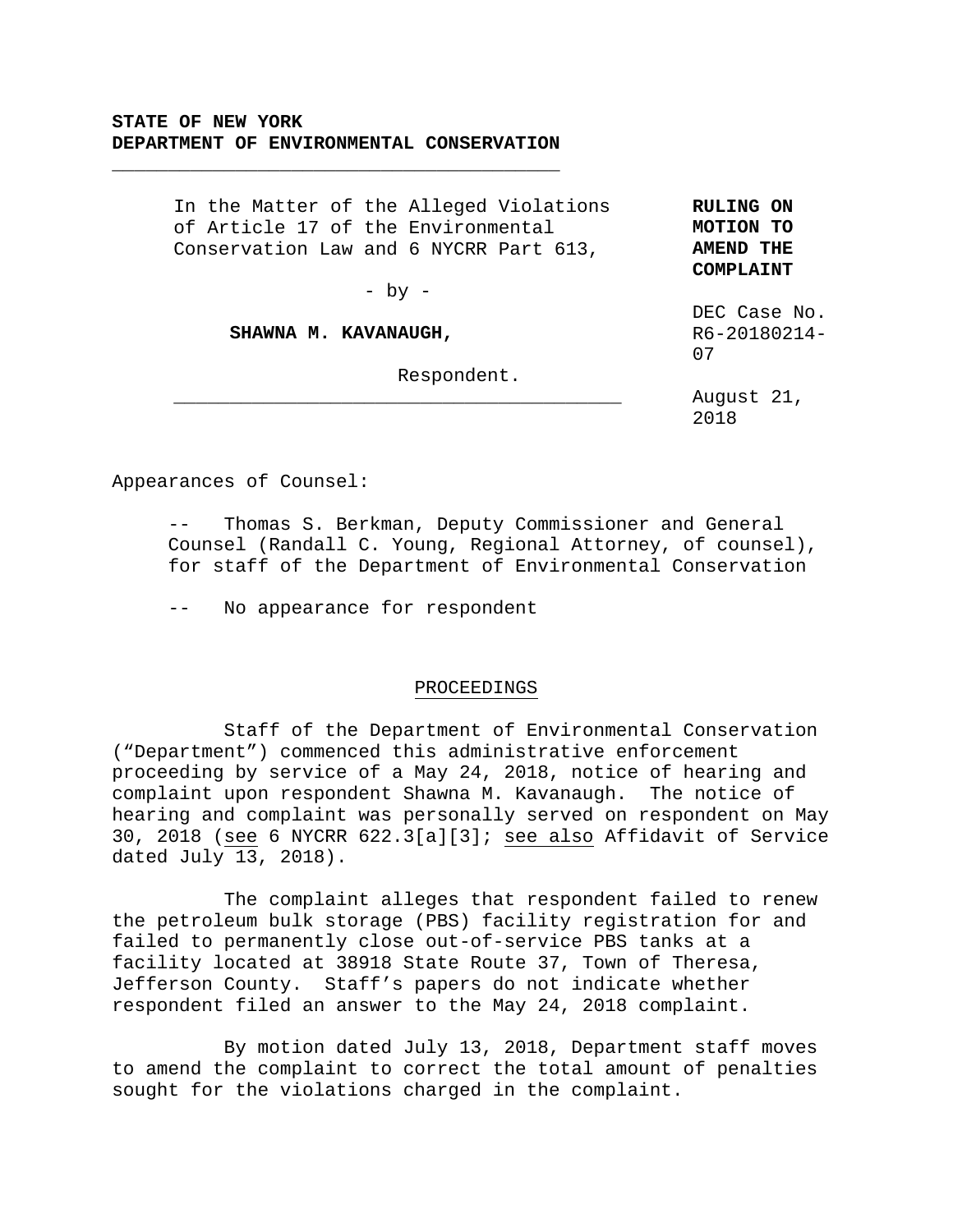**STATE OF NEW YORK**
**DEPARTMENT OF ENVIRONMENTAL CONSERVATION**

In the Matter of the Alleged Violations of Article 17 of the Environmental Conservation Law and 6 NYCRR Part 613,

\- by -

**SHAWNA M. KAVANAUGH,**

Respondent.

**RULING ON MOTION TO AMEND THE COMPLAINT**

DEC Case No. R6-20180214-07

August 21, 2018

Appearances of Counsel:

-- Thomas S. Berkman, Deputy Commissioner and General Counsel (Randall C. Young, Regional Attorney, of counsel), for staff of the Department of Environmental Conservation

-- No appearance for respondent

## PROCEEDINGS

Staff of the Department of Environmental Conservation ("Department") commenced this administrative enforcement proceeding by service of a May 24, 2018, notice of hearing and complaint upon respondent Shawna M. Kavanaugh. The notice of hearing and complaint was personally served on respondent on May 30, 2018 (see 6 NYCRR 622.3[a][3]; see also Affidavit of Service dated July 13, 2018).

The complaint alleges that respondent failed to renew the petroleum bulk storage (PBS) facility registration for and failed to permanently close out-of-service PBS tanks at a facility located at 38918 State Route 37, Town of Theresa, Jefferson County. Staff's papers do not indicate whether respondent filed an answer to the May 24, 2018 complaint.

By motion dated July 13, 2018, Department staff moves to amend the complaint to correct the total amount of penalties sought for the violations charged in the complaint.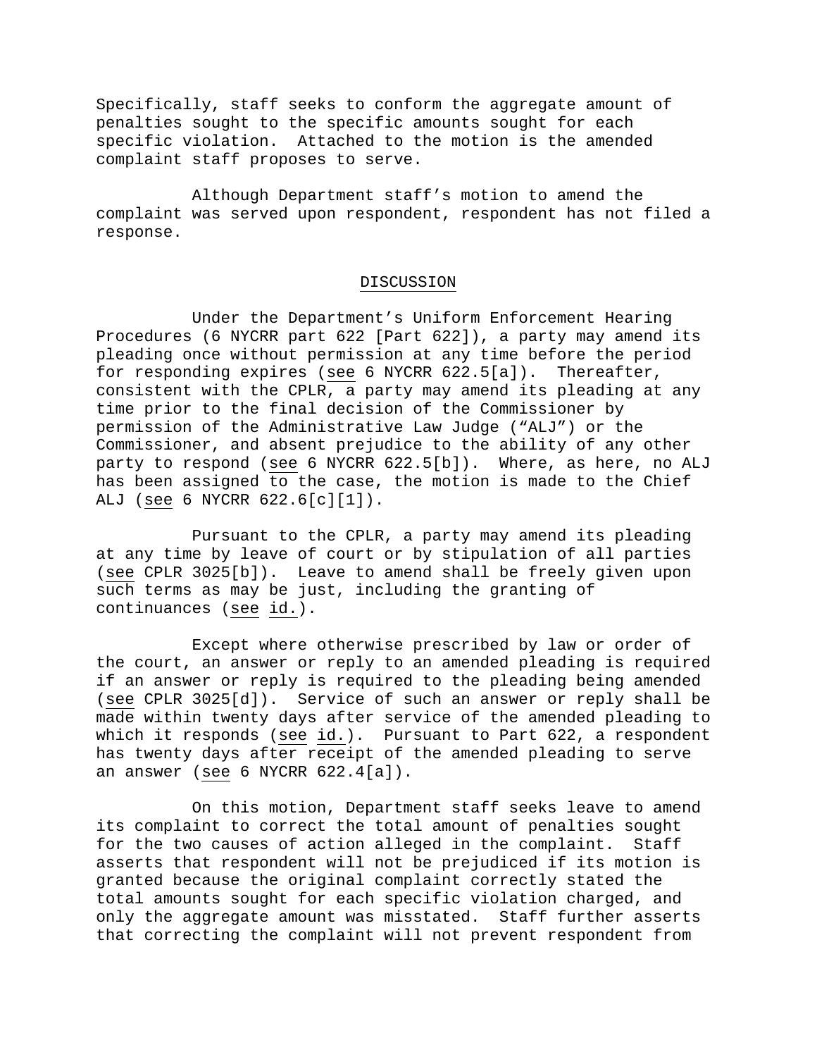Specifically, staff seeks to conform the aggregate amount of penalties sought to the specific amounts sought for each specific violation. Attached to the motion is the amended complaint staff proposes to serve.

Although Department staff's motion to amend the complaint was served upon respondent, respondent has not filed a response.

## DISCUSSION

Under the Department's Uniform Enforcement Hearing Procedures (6 NYCRR part 622 [Part 622]), a party may amend its pleading once without permission at any time before the period for responding expires (see 6 NYCRR 622.5[a]). Thereafter, consistent with the CPLR, a party may amend its pleading at any time prior to the final decision of the Commissioner by permission of the Administrative Law Judge ("ALJ") or the Commissioner, and absent prejudice to the ability of any other party to respond (see 6 NYCRR 622.5[b]). Where, as here, no ALJ has been assigned to the case, the motion is made to the Chief ALJ (see 6 NYCRR 622.6[c][1]).

Pursuant to the CPLR, a party may amend its pleading at any time by leave of court or by stipulation of all parties (see CPLR 3025[b]). Leave to amend shall be freely given upon such terms as may be just, including the granting of continuances (see id.).

Except where otherwise prescribed by law or order of the court, an answer or reply to an amended pleading is required if an answer or reply is required to the pleading being amended (see CPLR 3025[d]). Service of such an answer or reply shall be made within twenty days after service of the amended pleading to which it responds (see id.). Pursuant to Part 622, a respondent has twenty days after receipt of the amended pleading to serve an answer (see 6 NYCRR 622.4[a]).

On this motion, Department staff seeks leave to amend its complaint to correct the total amount of penalties sought for the two causes of action alleged in the complaint. Staff asserts that respondent will not be prejudiced if its motion is granted because the original complaint correctly stated the total amounts sought for each specific violation charged, and only the aggregate amount was misstated. Staff further asserts that correcting the complaint will not prevent respondent from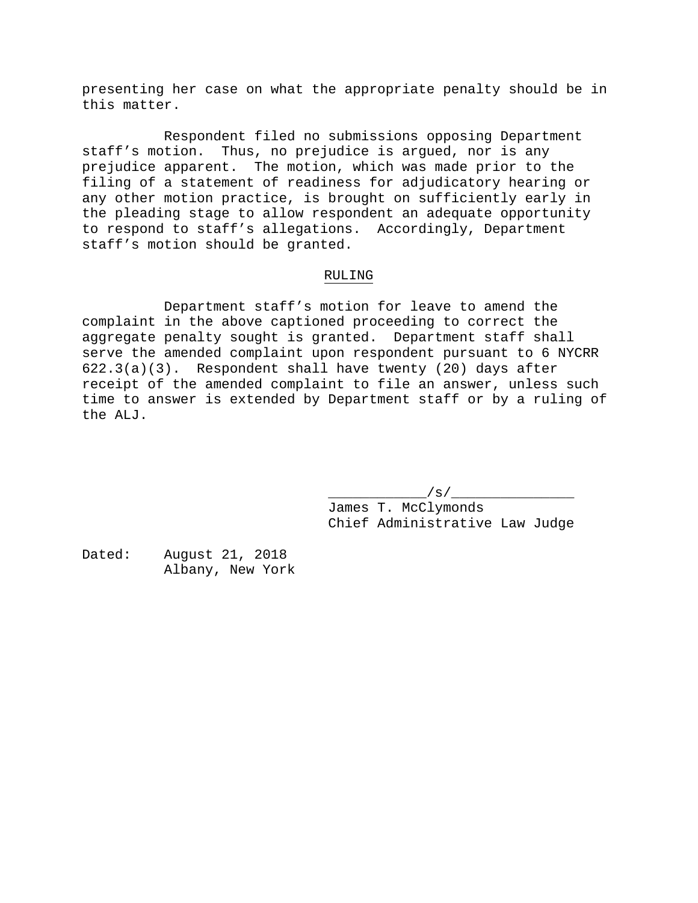presenting her case on what the appropriate penalty should be in this matter.

Respondent filed no submissions opposing Department staff's motion. Thus, no prejudice is argued, nor is any prejudice apparent. The motion, which was made prior to the filing of a statement of readiness for adjudicatory hearing or any other motion practice, is brought on sufficiently early in the pleading stage to allow respondent an adequate opportunity to respond to staff's allegations. Accordingly, Department staff's motion should be granted.

## RULING

Department staff's motion for leave to amend the complaint in the above captioned proceeding to correct the aggregate penalty sought is granted. Department staff shall serve the amended complaint upon respondent pursuant to 6 NYCRR 622.3(a)(3). Respondent shall have twenty (20) days after receipt of the amended complaint to file an answer, unless such time to answer is extended by Department staff or by a ruling of the ALJ.

____________/s/_______________
James T. McClymonds
Chief Administrative Law Judge

Dated: August 21, 2018
Albany, New York